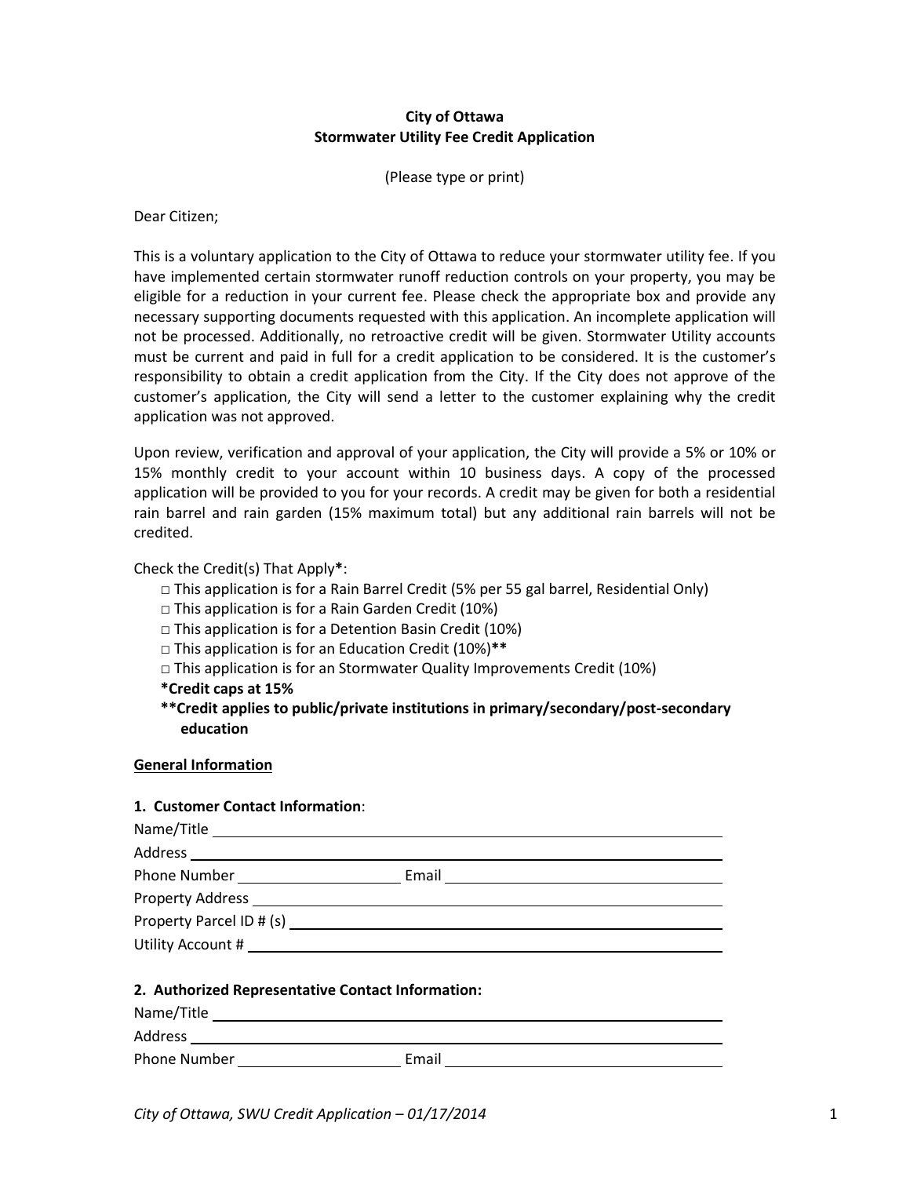**City of Ottawa**
**Stormwater Utility Fee Credit Application**

(Please type or print)

Dear Citizen;

This is a voluntary application to the City of Ottawa to reduce your stormwater utility fee. If you have implemented certain stormwater runoff reduction controls on your property, you may be eligible for a reduction in your current fee. Please check the appropriate box and provide any necessary supporting documents requested with this application. An incomplete application will not be processed. Additionally, no retroactive credit will be given. Stormwater Utility accounts must be current and paid in full for a credit application to be considered. It is the customer's responsibility to obtain a credit application from the City. If the City does not approve of the customer's application, the City will send a letter to the customer explaining why the credit application was not approved.

Upon review, verification and approval of your application, the City will provide a 5% or 10% or 15% monthly credit to your account within 10 business days. A copy of the processed application will be provided to you for your records. A credit may be given for both a residential rain barrel and rain garden (15% maximum total) but any additional rain barrels will not be credited.

Check the Credit(s) That Apply**\***:

- □ This application is for a Rain Barrel Credit (5% per 55 gal barrel, Residential Only)
- □ This application is for a Rain Garden Credit (10%)
- □ This application is for a Detention Basin Credit (10%)
- □ This application is for an Education Credit (10%)**\*\***
- □ This application is for an Stormwater Quality Improvements Credit (10%)

**\*Credit caps at 15%**

**\*\*Credit applies to public/private institutions in primary/secondary/post-secondary education**

**General Information**

**1. Customer Contact Information**:

Name/Title ______________________________

Address ______________________________

Phone Number ____________________ Email ______________________________

Property Address ______________________________

Property Parcel ID # (s) ______________________________

Utility Account # ______________________________

**2. Authorized Representative Contact Information:**

Name/Title ______________________________

Address ______________________________

Phone Number ____________________ Email ______________________________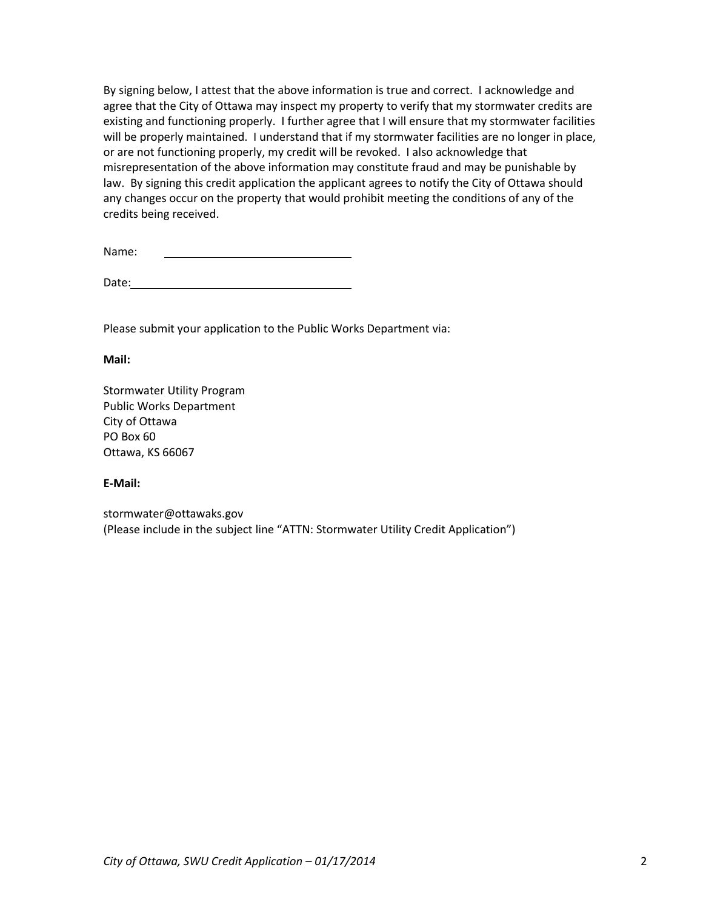By signing below, I attest that the above information is true and correct. I acknowledge and agree that the City of Ottawa may inspect my property to verify that my stormwater credits are existing and functioning properly. I further agree that I will ensure that my stormwater facilities will be properly maintained. I understand that if my stormwater facilities are no longer in place, or are not functioning properly, my credit will be revoked. I also acknowledge that misrepresentation of the above information may constitute fraud and may be punishable by law. By signing this credit application the applicant agrees to notify the City of Ottawa should any changes occur on the property that would prohibit meeting the conditions of any of the credits being received.

Name: ______________________________

Date: ______________________________

Please submit your application to the Public Works Department via:

**Mail:**

Stormwater Utility Program
Public Works Department
City of Ottawa
PO Box 60
Ottawa, KS 66067

**E-Mail:**

stormwater@ottawaks.gov
(Please include in the subject line "ATTN: Stormwater Utility Credit Application")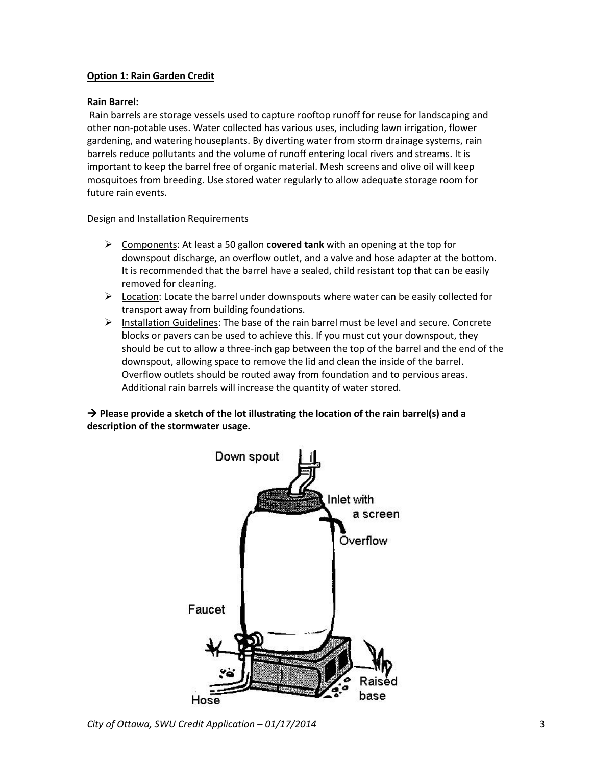**Option 1: Rain Garden Credit**

**Rain Barrel:**

Rain barrels are storage vessels used to capture rooftop runoff for reuse for landscaping and other non-potable uses. Water collected has various uses, including lawn irrigation, flower gardening, and watering houseplants. By diverting water from storm drainage systems, rain barrels reduce pollutants and the volume of runoff entering local rivers and streams. It is important to keep the barrel free of organic material. Mesh screens and olive oil will keep mosquitoes from breeding. Use stored water regularly to allow adequate storage room for future rain events.

Design and Installation Requirements

- Components: At least a 50 gallon **covered tank** with an opening at the top for downspout discharge, an overflow outlet, and a valve and hose adapter at the bottom. It is recommended that the barrel have a sealed, child resistant top that can be easily removed for cleaning.
- Location: Locate the barrel under downspouts where water can be easily collected for transport away from building foundations.
- Installation Guidelines: The base of the rain barrel must be level and secure. Concrete blocks or pavers can be used to achieve this. If you must cut your downspout, they should be cut to allow a three-inch gap between the top of the barrel and the end of the downspout, allowing space to remove the lid and clean the inside of the barrel. Overflow outlets should be routed away from foundation and to pervious areas. Additional rain barrels will increase the quantity of water stored.

**→ Please provide a sketch of the lot illustrating the location of the rain barrel(s) and a description of the stormwater usage.**

Down spout

Inlet with a screen

Overflow

Faucet

Hose

Raised base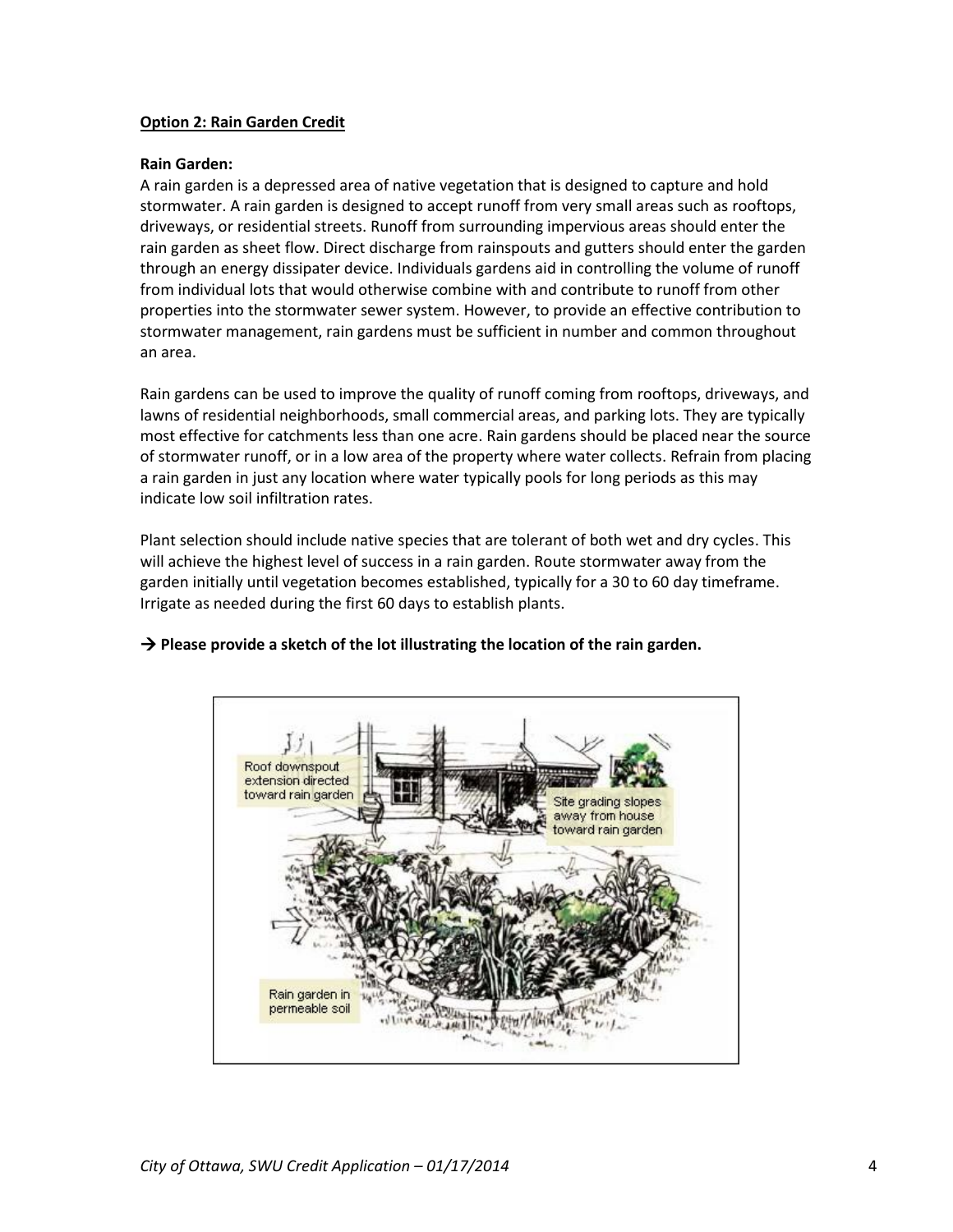**Option 2: Rain Garden Credit**

**Rain Garden:**

A rain garden is a depressed area of native vegetation that is designed to capture and hold stormwater. A rain garden is designed to accept runoff from very small areas such as rooftops, driveways, or residential streets. Runoff from surrounding impervious areas should enter the rain garden as sheet flow. Direct discharge from rainspouts and gutters should enter the garden through an energy dissipater device. Individuals gardens aid in controlling the volume of runoff from individual lots that would otherwise combine with and contribute to runoff from other properties into the stormwater sewer system. However, to provide an effective contribution to stormwater management, rain gardens must be sufficient in number and common throughout an area.

Rain gardens can be used to improve the quality of runoff coming from rooftops, driveways, and lawns of residential neighborhoods, small commercial areas, and parking lots. They are typically most effective for catchments less than one acre. Rain gardens should be placed near the source of stormwater runoff, or in a low area of the property where water collects. Refrain from placing a rain garden in just any location where water typically pools for long periods as this may indicate low soil infiltration rates.

Plant selection should include native species that are tolerant of both wet and dry cycles. This will achieve the highest level of success in a rain garden. Route stormwater away from the garden initially until vegetation becomes established, typically for a 30 to 60 day timeframe. Irrigate as needed during the first 60 days to establish plants.

**→ Please provide a sketch of the lot illustrating the location of the rain garden.**

Roof downspout extension directed toward rain garden

Site grading slopes away from house toward rain garden

Rain garden in permeable soil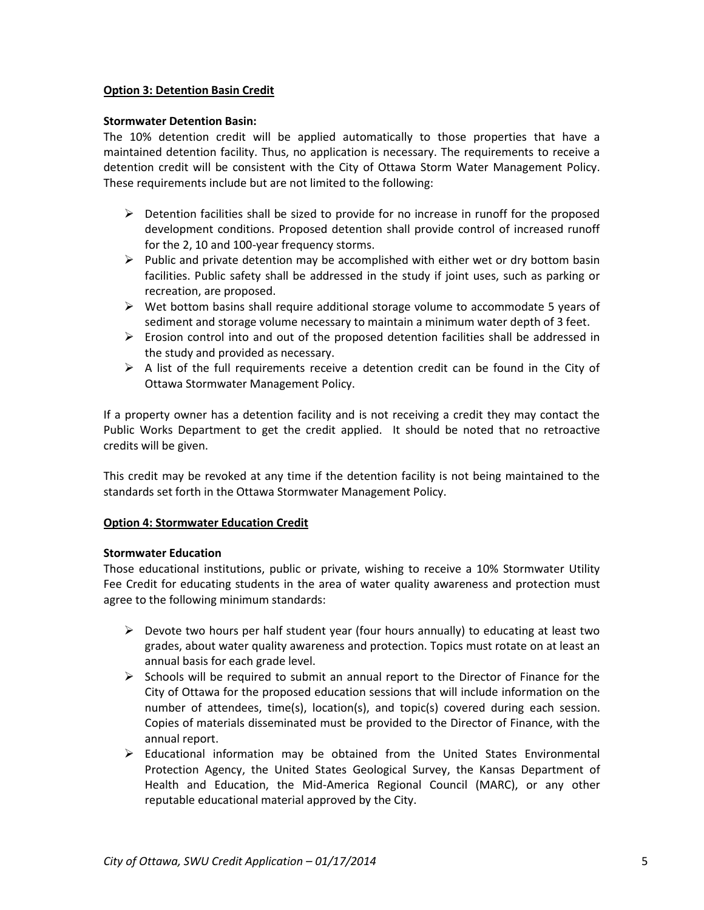**Option 3: Detention Basin Credit**

**Stormwater Detention Basin:**

The 10% detention credit will be applied automatically to those properties that have a maintained detention facility. Thus, no application is necessary. The requirements to receive a detention credit will be consistent with the City of Ottawa Storm Water Management Policy. These requirements include but are not limited to the following:

- Detention facilities shall be sized to provide for no increase in runoff for the proposed development conditions. Proposed detention shall provide control of increased runoff for the 2, 10 and 100-year frequency storms.
- Public and private detention may be accomplished with either wet or dry bottom basin facilities. Public safety shall be addressed in the study if joint uses, such as parking or recreation, are proposed.
- Wet bottom basins shall require additional storage volume to accommodate 5 years of sediment and storage volume necessary to maintain a minimum water depth of 3 feet.
- Erosion control into and out of the proposed detention facilities shall be addressed in the study and provided as necessary.
- A list of the full requirements receive a detention credit can be found in the City of Ottawa Stormwater Management Policy.

If a property owner has a detention facility and is not receiving a credit they may contact the Public Works Department to get the credit applied. It should be noted that no retroactive credits will be given.

This credit may be revoked at any time if the detention facility is not being maintained to the standards set forth in the Ottawa Stormwater Management Policy.

**Option 4: Stormwater Education Credit**

**Stormwater Education**

Those educational institutions, public or private, wishing to receive a 10% Stormwater Utility Fee Credit for educating students in the area of water quality awareness and protection must agree to the following minimum standards:

- Devote two hours per half student year (four hours annually) to educating at least two grades, about water quality awareness and protection. Topics must rotate on at least an annual basis for each grade level.
- Schools will be required to submit an annual report to the Director of Finance for the City of Ottawa for the proposed education sessions that will include information on the number of attendees, time(s), location(s), and topic(s) covered during each session. Copies of materials disseminated must be provided to the Director of Finance, with the annual report.
- Educational information may be obtained from the United States Environmental Protection Agency, the United States Geological Survey, the Kansas Department of Health and Education, the Mid-America Regional Council (MARC), or any other reputable educational material approved by the City.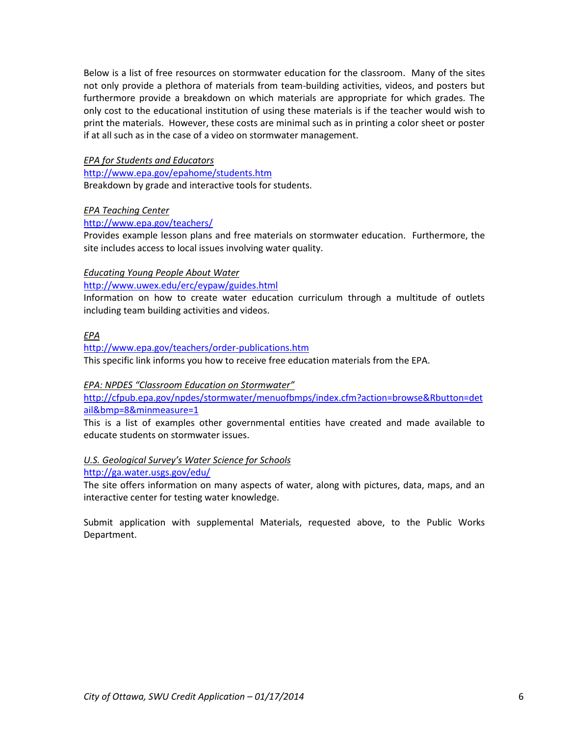Below is a list of free resources on stormwater education for the classroom. Many of the sites not only provide a plethora of materials from team-building activities, videos, and posters but furthermore provide a breakdown on which materials are appropriate for which grades. The only cost to the educational institution of using these materials is if the teacher would wish to print the materials. However, these costs are minimal such as in printing a color sheet or poster if at all such as in the case of a video on stormwater management.

*EPA for Students and Educators*
http://www.epa.gov/epahome/students.htm
Breakdown by grade and interactive tools for students.

*EPA Teaching Center*
http://www.epa.gov/teachers/
Provides example lesson plans and free materials on stormwater education. Furthermore, the site includes access to local issues involving water quality.

*Educating Young People About Water*
http://www.uwex.edu/erc/eypaw/guides.html
Information on how to create water education curriculum through a multitude of outlets including team building activities and videos.

*EPA*
http://www.epa.gov/teachers/order-publications.htm
This specific link informs you how to receive free education materials from the EPA.

*EPA: NPDES "Classroom Education on Stormwater"*
http://cfpub.epa.gov/npdes/stormwater/menuofbmps/index.cfm?action=browse&Rbutton=detail&bmp=8&minmeasure=1
This is a list of examples other governmental entities have created and made available to educate students on stormwater issues.

*U.S. Geological Survey's Water Science for Schools*
http://ga.water.usgs.gov/edu/
The site offers information on many aspects of water, along with pictures, data, maps, and an interactive center for testing water knowledge.

Submit application with supplemental Materials, requested above, to the Public Works Department.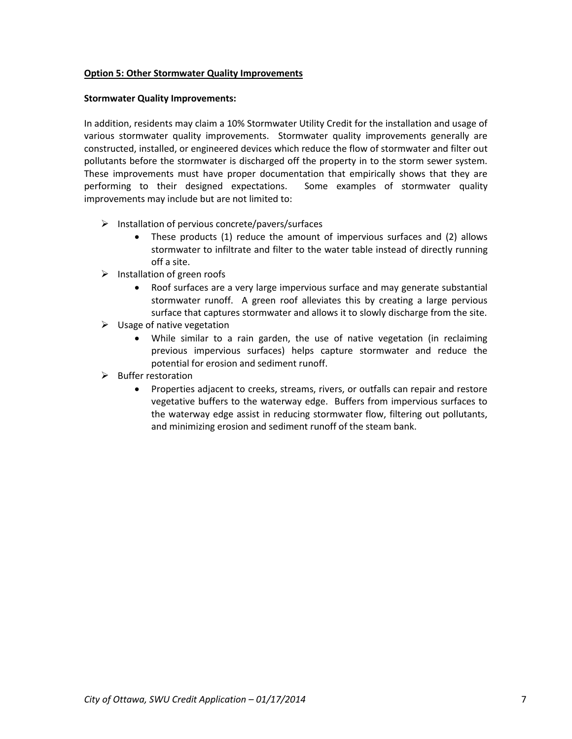**Option 5: Other Stormwater Quality Improvements**

**Stormwater Quality Improvements:**

In addition, residents may claim a 10% Stormwater Utility Credit for the installation and usage of various stormwater quality improvements. Stormwater quality improvements generally are constructed, installed, or engineered devices which reduce the flow of stormwater and filter out pollutants before the stormwater is discharged off the property in to the storm sewer system. These improvements must have proper documentation that empirically shows that they are performing to their designed expectations. Some examples of stormwater quality improvements may include but are not limited to:

- Installation of pervious concrete/pavers/surfaces
  - These products (1) reduce the amount of impervious surfaces and (2) allows stormwater to infiltrate and filter to the water table instead of directly running off a site.
- Installation of green roofs
  - Roof surfaces are a very large impervious surface and may generate substantial stormwater runoff. A green roof alleviates this by creating a large pervious surface that captures stormwater and allows it to slowly discharge from the site.
- Usage of native vegetation
  - While similar to a rain garden, the use of native vegetation (in reclaiming previous impervious surfaces) helps capture stormwater and reduce the potential for erosion and sediment runoff.
- Buffer restoration
  - Properties adjacent to creeks, streams, rivers, or outfalls can repair and restore vegetative buffers to the waterway edge. Buffers from impervious surfaces to the waterway edge assist in reducing stormwater flow, filtering out pollutants, and minimizing erosion and sediment runoff of the steam bank.